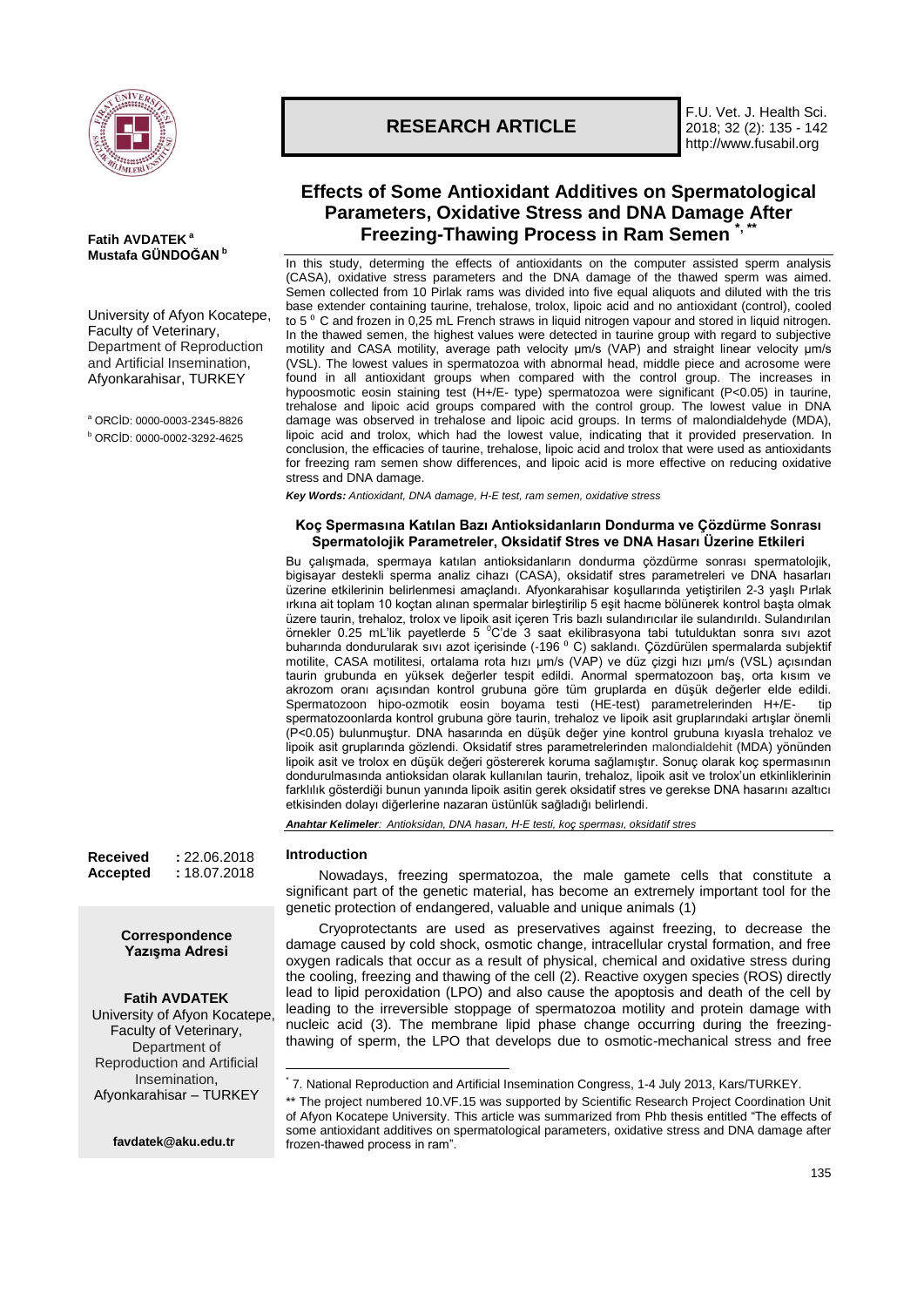**RESEARCH ARTICLE**

# Effects of Some Antioxidant Additives on Spermatological Parameters, Oxidative Stress and DNA Damage After Freezing-Thawing Process in Ram Semen [*, **]

**Fatih AVDATEK** [a]
**Mustafa GÜNDOĞAN** [b]

University of Afyon Kocatepe, Faculty of Veterinary, Department of Reproduction and Artificial Insemination, Afyonkarahisar, TURKEY

[a] ORCİD: 0000-0003-2345-8826
[b] ORCİD: 0000-0002-3292-4625

In this study, determing the effects of antioxidants on the computer assisted sperm analysis (CASA), oxidative stress parameters and the DNA damage of the thawed sperm was aimed. Semen collected from 10 Pirlak rams was divided into five equal aliquots and diluted with the tris base extender containing taurine, trehalose, trolox, lipoic acid and no antioxidant (control), cooled to 5 ⁰ C and frozen in 0,25 mL French straws in liquid nitrogen vapour and stored in liquid nitrogen. In the thawed semen, the highest values were detected in taurine group with regard to subjective motility and CASA motility, average path velocity µm/s (VAP) and straight linear velocity µm/s (VSL). The lowest values in spermatozoa with abnormal head, middle piece and acrosome were found in all antioxidant groups when compared with the control group. The increases in hypoosmotic eosin staining test (H+/E- type) spermatozoa were significant ($P<0.05$) in taurine, trehalose and lipoic acid groups compared with the control group. The lowest value in DNA damage was observed in trehalose and lipoic acid groups. In terms of malondialdehyde (MDA), lipoic acid and trolox, which had the lowest value, indicating that it provided preservation. In conclusion, the efficacies of taurine, trehalose, lipoic acid and trolox that were used as antioxidants for freezing ram semen show differences, and lipoic acid is more effective on reducing oxidative stress and DNA damage.

***Key Words:*** *Antioxidant, DNA damage, H-E test, ram semen, oxidative stress*

### Koç Spermasına Katılan Bazı Antioksidanların Dondurma ve Çözdürme Sonrası Spermatolojik Parametreler, Oksidatif Stres ve DNA Hasarı Üzerine Etkileri

Bu çalışmada, spermaya katılan antioksidanların dondurma çözdürme sonrası spermatolojik, bigisayar destekli sperma analiz cihazı (CASA), oksidatif stres parametreleri ve DNA hasarları üzerine etkilerinin belirlenmesi amaçlandı. Afyonkarahisar koşullarında yetiştirilen 2-3 yaşlı Pırlak ırkına ait toplam 10 koçtan alınan spermalar birleştirilip 5 eşit hacme bölünerek kontrol başta olmak üzere taurin, trehaloz, trolox ve lipoik asit içeren Tris bazlı sulandırıcılar ile sulandırıldı. Sulandırılan örnekler 0.25 mL'lik payetlerde 5 ⁰C'de 3 saat ekilibrasyona tabi tutulduktan sonra sıvı azot buharında dondurularak sıvı azot içerisinde (-196 ⁰ C) saklandı. Çözdürülen spermalarda subjektif motilite, CASA motilitesi, ortalama rota hızı µm/s (VAP) ve düz çizgi hızı µm/s (VSL) açısından taurin grubunda en yüksek değerler tespit edildi. Anormal spermatozoon baş, orta kısım ve akrozom oranı açısından kontrol grubuna göre tüm gruplarda en düşük değerler elde edildi. Spermatozoon hipo-ozmotik eosin boyama testi (HE-test) parametrelerinden H+/E- tip spermatozoonlarda kontrol grubuna göre taurin, trehaloz ve lipoik asit gruplarındaki artışlar önemli ($P<0.05$) bulunmuştur. DNA hasarında en düşük değer yine kontrol grubuna kıyasla trehaloz ve lipoik asit gruplarında gözlendi. Oksidatif stres parametrelerinden malondialdehit (MDA) yönünden lipoik asit ve trolox en düşük değeri göstererek koruma sağlamıştır. Sonuç olarak koç spermasının dondurulmasında antioksidan olarak kullanılan taurin, trehaloz, lipoik asit ve trolox'un etkinliklerinin farklılık gösterdiği bunun yanında lipoik asitin gerek oksidatif stres ve gerekse DNA hasarını azaltıcı etkisinden dolayı diğerlerine nazaran üstünlük sağladığı belirlendi.

***Anahtar Kelimeler****: Antioksidan, DNA hasarı, H-E testi, koç sperması, oksidatif stres*

**Received** : 22.06.2018
**Accepted** : 18.07.2018

**Correspondence**
**Yazışma Adresi**

**Fatih AVDATEK**
University of Afyon Kocatepe, Faculty of Veterinary, Department of Reproduction and Artificial Insemination, Afyonkarahisar – TURKEY

**favdatek@aku.edu.tr**

## Introduction

Nowadays, freezing spermatozoa, the male gamete cells that constitute a significant part of the genetic material, has become an extremely important tool for the genetic protection of endangered, valuable and unique animals (1)

Cryoprotectants are used as preservatives against freezing, to decrease the damage caused by cold shock, osmotic change, intracellular crystal formation, and free oxygen radicals that occur as a result of physical, chemical and oxidative stress during the cooling, freezing and thawing of the cell (2). Reactive oxygen species (ROS) directly lead to lipid peroxidation (LPO) and also cause the apoptosis and death of the cell by leading to the irreversible stoppage of spermatozoa motility and protein damage with nucleic acid (3). The membrane lipid phase change occurring during the freezing-thawing of sperm, the LPO that develops due to osmotic-mechanical stress and free

---

[*] 7. National Reproduction and Artificial Insemination Congress, 1-4 July 2013, Kars/TURKEY.

[**] The project numbered 10.VF.15 was supported by Scientific Research Project Coordination Unit of Afyon Kocatepe University. This article was summarized from Phb thesis entitled "The effects of some antioxidant additives on spermatological parameters, oxidative stress and DNA damage after frozen-thawed process in ram".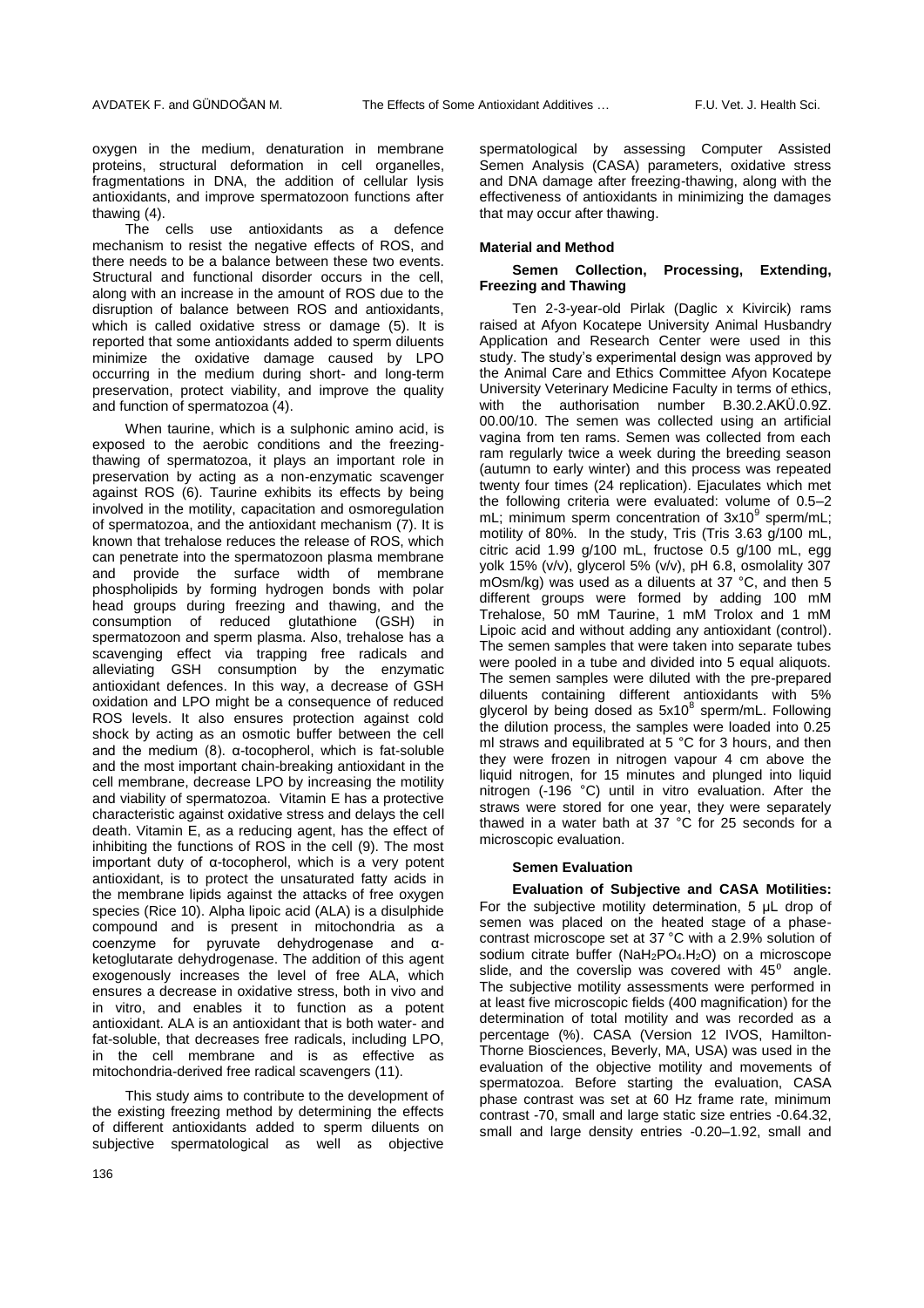oxygen in the medium, denaturation in membrane proteins, structural deformation in cell organelles, fragmentations in DNA, the addition of cellular lysis antioxidants, and improve spermatozoon functions after thawing (4).

The cells use antioxidants as a defence mechanism to resist the negative effects of ROS, and there needs to be a balance between these two events. Structural and functional disorder occurs in the cell, along with an increase in the amount of ROS due to the disruption of balance between ROS and antioxidants, which is called oxidative stress or damage (5). It is reported that some antioxidants added to sperm diluents minimize the oxidative damage caused by LPO occurring in the medium during short- and long-term preservation, protect viability, and improve the quality and function of spermatozoa (4).

When taurine, which is a sulphonic amino acid, is exposed to the aerobic conditions and the freezing-thawing of spermatozoa, it plays an important role in preservation by acting as a non-enzymatic scavenger against ROS (6). Taurine exhibits its effects by being involved in the motility, capacitation and osmoregulation of spermatozoa, and the antioxidant mechanism (7). It is known that trehalose reduces the release of ROS, which can penetrate into the spermatozoon plasma membrane and provide the surface width of membrane phospholipids by forming hydrogen bonds with polar head groups during freezing and thawing, and the consumption of reduced glutathione (GSH) in spermatozoon and sperm plasma. Also, trehalose has a scavenging effect via trapping free radicals and alleviating GSH consumption by the enzymatic antioxidant defences. In this way, a decrease of GSH oxidation and LPO might be a consequence of reduced ROS levels. It also ensures protection against cold shock by acting as an osmotic buffer between the cell and the medium (8). α-tocopherol, which is fat-soluble and the most important chain-breaking antioxidant in the cell membrane, decrease LPO by increasing the motility and viability of spermatozoa. Vitamin E has a protective characteristic against oxidative stress and delays the cell death. Vitamin E, as a reducing agent, has the effect of inhibiting the functions of ROS in the cell (9). The most important duty of α-tocopherol, which is a very potent antioxidant, is to protect the unsaturated fatty acids in the membrane lipids against the attacks of free oxygen species (Rice 10). Alpha lipoic acid (ALA) is a disulphide compound and is present in mitochondria as a coenzyme for pyruvate dehydrogenase and α-ketoglutarate dehydrogenase. The addition of this agent exogenously increases the level of free ALA, which ensures a decrease in oxidative stress, both in vivo and in vitro, and enables it to function as a potent antioxidant. ALA is an antioxidant that is both water- and fat-soluble, that decreases free radicals, including LPO, in the cell membrane and is as effective as mitochondria-derived free radical scavengers (11).

This study aims to contribute to the development of the existing freezing method by determining the effects of different antioxidants added to sperm diluents on subjective spermatological as well as objective spermatological by assessing Computer Assisted Semen Analysis (CASA) parameters, oxidative stress and DNA damage after freezing-thawing, along with the effectiveness of antioxidants in minimizing the damages that may occur after thawing.

## Material and Method

### Semen Collection, Processing, Extending, Freezing and Thawing

Ten 2-3-year-old Pirlak (Daglic x Kivircik) rams raised at Afyon Kocatepe University Animal Husbandry Application and Research Center were used in this study. The study's experimental design was approved by the Animal Care and Ethics Committee Afyon Kocatepe University Veterinary Medicine Faculty in terms of ethics, with the authorisation number B.30.2.AKÜ.0.9Z. 00.00/10. The semen was collected using an artificial vagina from ten rams. Semen was collected from each ram regularly twice a week during the breeding season (autumn to early winter) and this process was repeated twenty four times (24 replication). Ejaculates which met the following criteria were evaluated: volume of 0.5–2 mL; minimum sperm concentration of $3x10^9$ sperm/mL; motility of 80%. In the study, Tris (Tris 3.63 g/100 mL, citric acid 1.99 g/100 mL, fructose 0.5 g/100 mL, egg yolk 15% (v/v), glycerol 5% (v/v), pH 6.8, osmolality 307 mOsm/kg) was used as a diluents at 37 °C, and then 5 different groups were formed by adding 100 mM Trehalose, 50 mM Taurine, 1 mM Trolox and 1 mM Lipoic acid and without adding any antioxidant (control). The semen samples that were taken into separate tubes were pooled in a tube and divided into 5 equal aliquots. The semen samples were diluted with the pre-prepared diluents containing different antioxidants with 5% glycerol by being dosed as $5x10^8$ sperm/mL. Following the dilution process, the samples were loaded into 0.25 ml straws and equilibrated at 5 °C for 3 hours, and then they were frozen in nitrogen vapour 4 cm above the liquid nitrogen, for 15 minutes and plunged into liquid nitrogen (-196 °C) until in vitro evaluation. After the straws were stored for one year, they were separately thawed in a water bath at 37 °C for 25 seconds for a microscopic evaluation.

### Semen Evaluation

**Evaluation of Subjective and CASA Motilities:** For the subjective motility determination, 5 µL drop of semen was placed on the heated stage of a phase-contrast microscope set at 37 °C with a 2.9% solution of sodium citrate buffer ($NaH_2PO_4.H_2O$) on a microscope slide, and the coverslip was covered with $45^0$ angle. The subjective motility assessments were performed in at least five microscopic fields (400 magnification) for the determination of total motility and was recorded as a percentage (%). CASA (Version 12 IVOS, Hamilton-Thorne Biosciences, Beverly, MA, USA) was used in the evaluation of the objective motility and movements of spermatozoa. Before starting the evaluation, CASA phase contrast was set at 60 Hz frame rate, minimum contrast -70, small and large static size entries -0.64.32, small and large density entries -0.20–1.92, small and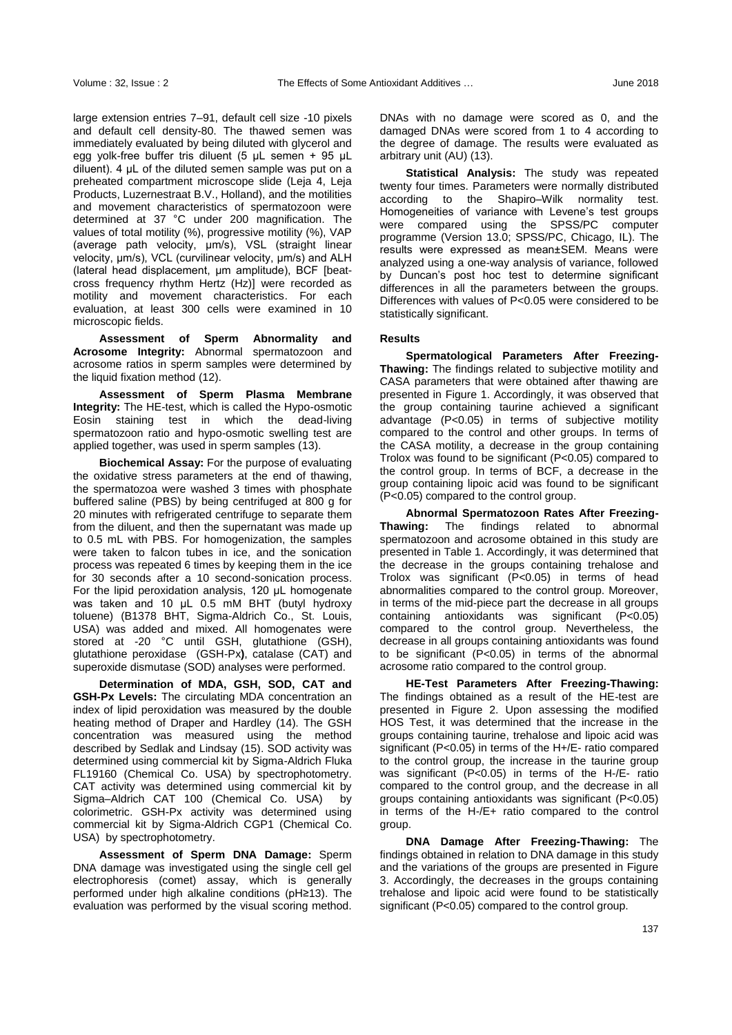large extension entries 7–91, default cell size -10 pixels and default cell density-80. The thawed semen was immediately evaluated by being diluted with glycerol and egg yolk-free buffer tris diluent (5 µL semen + 95 µL diluent). 4 µL of the diluted semen sample was put on a preheated compartment microscope slide (Leja 4, Leja Products, Luzernestraat B.V., Holland), and the motilities and movement characteristics of spermatozoon were determined at 37 °C under 200 magnification. The values of total motility (%), progressive motility (%), VAP (average path velocity, µm/s), VSL (straight linear velocity, µm/s), VCL (curvilinear velocity, µm/s) and ALH (lateral head displacement, µm amplitude), BCF [beat-cross frequency rhythm Hertz (Hz)] were recorded as motility and movement characteristics. For each evaluation, at least 300 cells were examined in 10 microscopic fields.

**Assessment of Sperm Abnormality and Acrosome Integrity:** Abnormal spermatozoon and acrosome ratios in sperm samples were determined by the liquid fixation method (12).

**Assessment of Sperm Plasma Membrane Integrity:** The HE-test, which is called the Hypo-osmotic Eosin staining test in which the dead-living spermatozoon ratio and hypo-osmotic swelling test are applied together, was used in sperm samples (13).

**Biochemical Assay:** For the purpose of evaluating the oxidative stress parameters at the end of thawing, the spermatozoa were washed 3 times with phosphate buffered saline (PBS) by being centrifuged at 800 g for 20 minutes with refrigerated centrifuge to separate them from the diluent, and then the supernatant was made up to 0.5 mL with PBS. For homogenization, the samples were taken to falcon tubes in ice, and the sonication process was repeated 6 times by keeping them in the ice for 30 seconds after a 10 second-sonication process. For the lipid peroxidation analysis, 120 µL homogenate was taken and 10 µL 0.5 mM BHT (butyl hydroxy toluene) (B1378 BHT, Sigma-Aldrich Co., St. Louis, USA) was added and mixed. All homogenates were stored at -20 °C until GSH, glutathione (GSH), glutathione peroxidase (GSH-Px**)**, catalase (CAT) and superoxide dismutase (SOD) analyses were performed.

**Determination of MDA, GSH, SOD, CAT and GSH-Px Levels:** The circulating MDA concentration an index of lipid peroxidation was measured by the double heating method of Draper and Hardley (14). The GSH concentration was measured using the method described by Sedlak and Lindsay (15). SOD activity was determined using commercial kit by Sigma-Aldrich Fluka FL19160 (Chemical Co. USA) by spectrophotometry. CAT activity was determined using commercial kit by Sigma–Aldrich CAT 100 (Chemical Co. USA) by colorimetric. GSH-Px activity was determined using commercial kit by Sigma-Aldrich CGP1 (Chemical Co. USA) by spectrophotometry.

**Assessment of Sperm DNA Damage:** Sperm DNA damage was investigated using the single cell gel electrophoresis (comet) assay, which is generally performed under high alkaline conditions (pH≥13). The evaluation was performed by the visual scoring method. DNAs with no damage were scored as 0, and the damaged DNAs were scored from 1 to 4 according to the degree of damage. The results were evaluated as arbitrary unit (AU) (13).

**Statistical Analysis:** The study was repeated twenty four times. Parameters were normally distributed according to the Shapiro–Wilk normality test. Homogeneities of variance with Levene's test groups were compared using the SPSS/PC computer programme (Version 13.0; SPSS/PC, Chicago, IL). The results were expressed as mean±SEM. Means were analyzed using a one-way analysis of variance, followed by Duncan's post hoc test to determine significant differences in all the parameters between the groups. Differences with values of $P<0.05$ were considered to be statistically significant.

## Results

**Spermatological Parameters After Freezing-Thawing:** The findings related to subjective motility and CASA parameters that were obtained after thawing are presented in Figure 1. Accordingly, it was observed that the group containing taurine achieved a significant advantage ($P<0.05$) in terms of subjective motility compared to the control and other groups. In terms of the CASA motility, a decrease in the group containing Trolox was found to be significant ($P<0.05$) compared to the control group. In terms of BCF, a decrease in the group containing lipoic acid was found to be significant ($P<0.05$) compared to the control group.

**Abnormal Spermatozoon Rates After Freezing-Thawing:** The findings related to abnormal spermatozoon and acrosome obtained in this study are presented in Table 1. Accordingly, it was determined that the decrease in the groups containing trehalose and Trolox was significant ($P<0.05$) in terms of head abnormalities compared to the control group. Moreover, in terms of the mid-piece part the decrease in all groups containing antioxidants was significant ($P<0.05$) compared to the control group. Nevertheless, the decrease in all groups containing antioxidants was found to be significant ($P<0.05$) in terms of the abnormal acrosome ratio compared to the control group.

**HE-Test Parameters After Freezing-Thawing:** The findings obtained as a result of the HE-test are presented in Figure 2. Upon assessing the modified HOS Test, it was determined that the increase in the groups containing taurine, trehalose and lipoic acid was significant ($P<0.05$) in terms of the H+/E- ratio compared to the control group, the increase in the taurine group was significant ($P<0.05$) in terms of the H-/E- ratio compared to the control group, and the decrease in all groups containing antioxidants was significant ($P<0.05$) in terms of the H-/E+ ratio compared to the control group.

**DNA Damage After Freezing-Thawing:** The findings obtained in relation to DNA damage in this study and the variations of the groups are presented in Figure 3. Accordingly, the decreases in the groups containing trehalose and lipoic acid were found to be statistically significant ($P<0.05$) compared to the control group.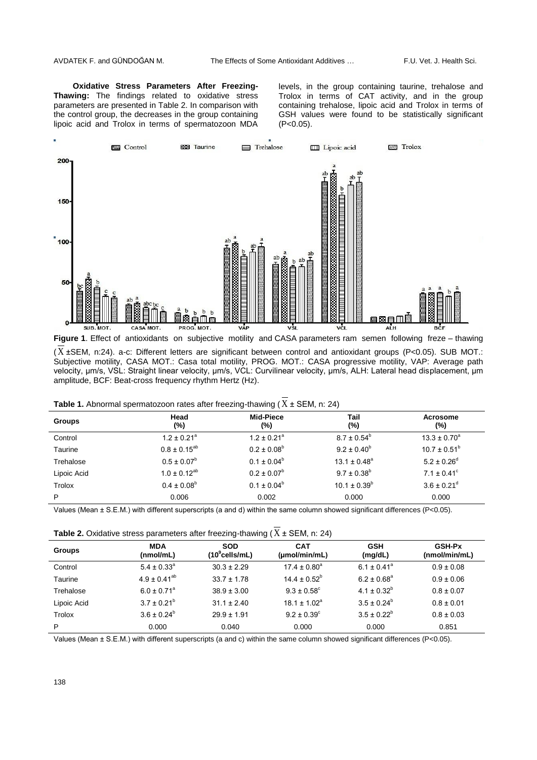**Oxidative Stress Parameters After Freezing-Thawing:** The findings related to oxidative stress parameters are presented in Table 2. In comparison with the control group, the decreases in the group containing lipoic acid and Trolox in terms of spermatozoon MDA levels, in the group containing taurine, trehalose and Trolox in terms of CAT activity, and in the group containing trehalose, lipoic acid and Trolox in terms of GSH values were found to be statistically significant (P<0.05).

Control Taurine Trehalose Lipoic acid Trolox

200
150
100
50
0

bc a b c c
ab a abc bc c
a b b b b
ab a b ab a
ab a b ab ab
ab a b ab ab
a a a b a

SUB. MOT. CASA MOT. PROG. MOT. VAP VSL VCL ALH BCF

**Figure 1**. Effect of antioxidants on subjective motility and CASA parameters ram semen following freze – thawing ($\overline{X}$ ±SEM, n:24). a-c: Different letters are significant between control and antioxidant groups (P<0.05). SUB MOT.: Subjective motility, CASA MOT.: Casa total motility, PROG. MOT.: CASA progressive motility, VAP: Average path velocity, µm/s, VSL: Straight linear velocity, µm/s, VCL: Curvilinear velocity, µm/s, ALH: Lateral head displacement, µm amplitude, BCF: Beat-cross frequency rhythm Hertz (Hz).

**Table 1.** Abnormal spermatozoon rates after freezing-thawing ($\overline{X}$ ± SEM, n: 24)

| Groups | Head (%) | Mid-Piece (%) | Tail (%) | Acrosome (%) |
|---|---|---|---|---|
| Control | $1.2 \pm 0.21^{a}$ | $1.2 \pm 0.21^{a}$ | $8.7 \pm 0.54^{b}$ | $13.3 \pm 0.70^{a}$ |
| Taurine | $0.8 \pm 0.15^{ab}$ | $0.2 \pm 0.08^{b}$ | $9.2 \pm 0.40^{b}$ | $10.7 \pm 0.51^{b}$ |
| Trehalose | $0.5 \pm 0.07^{b}$ | $0.1 \pm 0.04^{b}$ | $13.1 \pm 0.48^{a}$ | $5.2 \pm 0.26^{d}$ |
| Lipoic Acid | $1.0 \pm 0.12^{ab}$ | $0.2 \pm 0.07^{b}$ | $9.7 \pm 0.38^{b}$ | $7.1 \pm 0.41^{c}$ |
| Trolox | $0.4 \pm 0.08^{b}$ | $0.1 \pm 0.04^{b}$ | $10.1 \pm 0.39^{b}$ | $3.6 \pm 0.21^{d}$ |
| P | 0.006 | 0.002 | 0.000 | 0.000 |

Values (Mean ± S.E.M.) with different superscripts (a and d) within the same column showed significant differences (P<0.05).

**Table 2.** Oxidative stress parameters after freezing-thawing ($\overline{X}$ ± SEM, n: 24)

| Groups | MDA (nmol/mL) | SOD ($10^{9}$cells/mL) | CAT (µmol/min/mL) | GSH (mg/dL) | GSH-Px (nmol/min/mL) |
|---|---|---|---|---|---|
| Control | $5.4 \pm 0.33^{a}$ | $30.3 \pm 2.29$ | $17.4 \pm 0.80^{a}$ | $6.1 \pm 0.41^{a}$ | $0.9 \pm 0.08$ |
| Taurine | $4.9 \pm 0.41^{ab}$ | $33.7 \pm 1.78$ | $14.4 \pm 0.52^{b}$ | $6.2 \pm 0.68^{a}$ | $0.9 \pm 0.06$ |
| Trehalose | $6.0 \pm 0.71^{a}$ | $38.9 \pm 3.00$ | $9.3 \pm 0.58^{c}$ | $4.1 \pm 0.32^{b}$ | $0.8 \pm 0.07$ |
| Lipoic Acid | $3.7 \pm 0.21^{b}$ | $31.1 \pm 2.40$ | $18.1 \pm 1.02^{a}$ | $3.5 \pm 0.24^{b}$ | $0.8 \pm 0.01$ |
| Trolox | $3.6 \pm 0.24^{b}$ | $29.9 \pm 1.91$ | $9.2 \pm 0.39^{c}$ | $3.5 \pm 0.22^{b}$ | $0.8 \pm 0.03$ |
| P | 0.000 | 0.040 | 0.000 | 0.000 | 0.851 |

Values (Mean ± S.E.M.) with different superscripts (a and c) within the same column showed significant differences (P<0.05).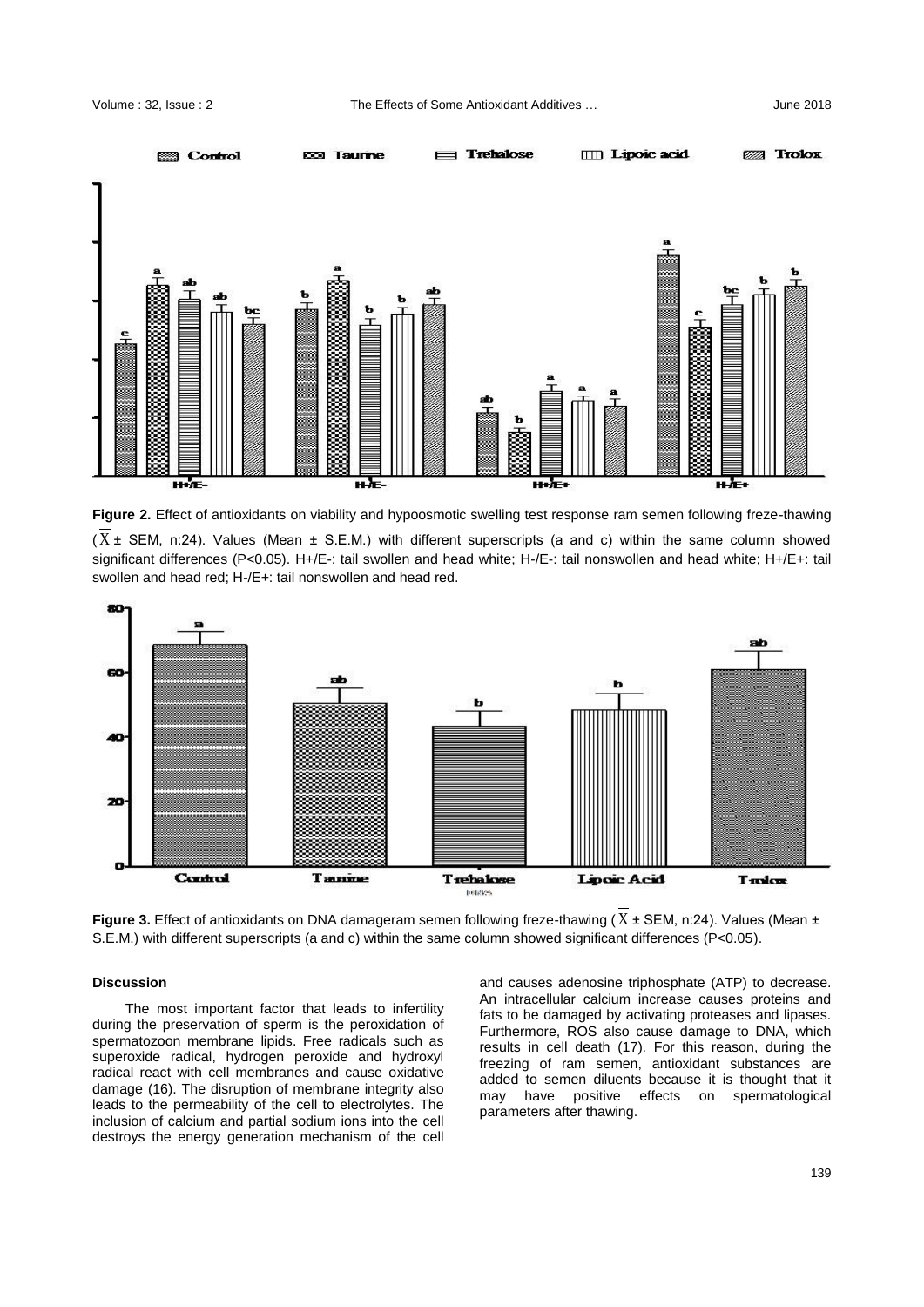**Figure 2.** Effect of antioxidants on viability and hypoosmotic swelling test response ram semen following freze-thawing ($\overline{X}$ ± SEM, n:24). Values (Mean ± S.E.M.) with different superscripts (a and c) within the same column showed significant differences (P<0.05). H+/E-: tail swollen and head white; H-/E-: tail nonswollen and head white; H+/E+: tail swollen and head red; H-/E+: tail nonswollen and head red.

**Figure 3.** Effect of antioxidants on DNA damageram semen following freze-thawing ($\overline{X}$ ± SEM, n:24). Values (Mean ± S.E.M.) with different superscripts (a and c) within the same column showed significant differences (P<0.05).

## Discussion

The most important factor that leads to infertility during the preservation of sperm is the peroxidation of spermatozoon membrane lipids. Free radicals such as superoxide radical, hydrogen peroxide and hydroxyl radical react with cell membranes and cause oxidative damage (16). The disruption of membrane integrity also leads to the permeability of the cell to electrolytes. The inclusion of calcium and partial sodium ions into the cell destroys the energy generation mechanism of the cell and causes adenosine triphosphate (ATP) to decrease. An intracellular calcium increase causes proteins and fats to be damaged by activating proteases and lipases. Furthermore, ROS also cause damage to DNA, which results in cell death (17). For this reason, during the freezing of ram semen, antioxidant substances are added to semen diluents because it is thought that it may have positive effects on spermatological parameters after thawing.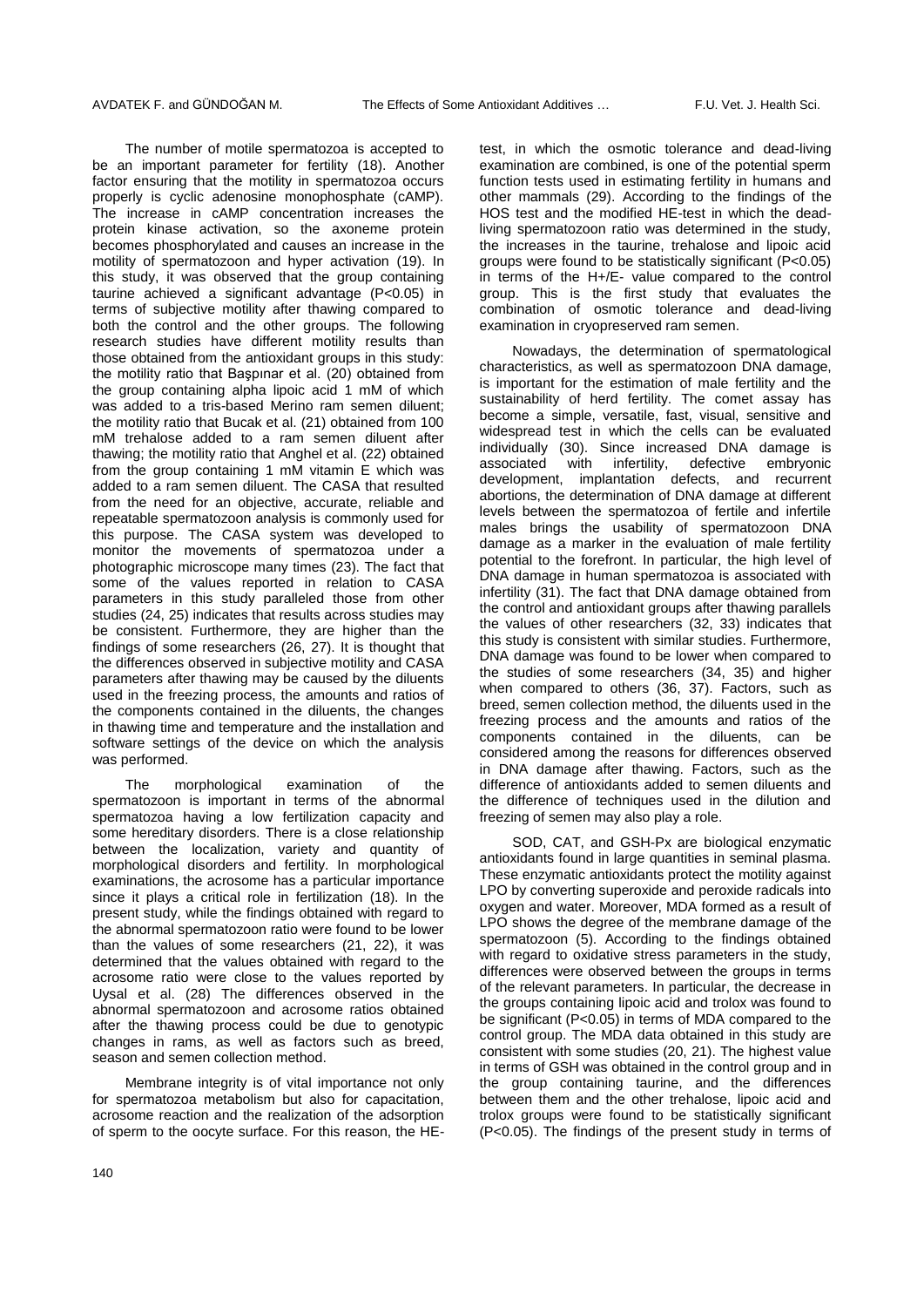The number of motile spermatozoa is accepted to be an important parameter for fertility (18). Another factor ensuring that the motility in spermatozoa occurs properly is cyclic adenosine monophosphate (cAMP). The increase in cAMP concentration increases the protein kinase activation, so the axoneme protein becomes phosphorylated and causes an increase in the motility of spermatozoon and hyper activation (19). In this study, it was observed that the group containing taurine achieved a significant advantage ($P<0.05$) in terms of subjective motility after thawing compared to both the control and the other groups. The following research studies have different motility results than those obtained from the antioxidant groups in this study: the motility ratio that Başpınar et al. (20) obtained from the group containing alpha lipoic acid 1 mM of which was added to a tris-based Merino ram semen diluent; the motility ratio that Bucak et al. (21) obtained from 100 mM trehalose added to a ram semen diluent after thawing; the motility ratio that Anghel et al. (22) obtained from the group containing 1 mM vitamin E which was added to a ram semen diluent. The CASA that resulted from the need for an objective, accurate, reliable and repeatable spermatozoon analysis is commonly used for this purpose. The CASA system was developed to monitor the movements of spermatozoa under a photographic microscope many times (23). The fact that some of the values reported in relation to CASA parameters in this study paralleled those from other studies (24, 25) indicates that results across studies may be consistent. Furthermore, they are higher than the findings of some researchers (26, 27). It is thought that the differences observed in subjective motility and CASA parameters after thawing may be caused by the diluents used in the freezing process, the amounts and ratios of the components contained in the diluents, the changes in thawing time and temperature and the installation and software settings of the device on which the analysis was performed.

The morphological examination of the spermatozoon is important in terms of the abnormal spermatozoa having a low fertilization capacity and some hereditary disorders. There is a close relationship between the localization, variety and quantity of morphological disorders and fertility. In morphological examinations, the acrosome has a particular importance since it plays a critical role in fertilization (18). In the present study, while the findings obtained with regard to the abnormal spermatozoon ratio were found to be lower than the values of some researchers (21, 22), it was determined that the values obtained with regard to the acrosome ratio were close to the values reported by Uysal et al. (28) The differences observed in the abnormal spermatozoon and acrosome ratios obtained after the thawing process could be due to genotypic changes in rams, as well as factors such as breed, season and semen collection method.

Membrane integrity is of vital importance not only for spermatozoa metabolism but also for capacitation, acrosome reaction and the realization of the adsorption of sperm to the oocyte surface. For this reason, the HE-test, in which the osmotic tolerance and dead-living examination are combined, is one of the potential sperm function tests used in estimating fertility in humans and other mammals (29). According to the findings of the HOS test and the modified HE-test in which the dead-living spermatozoon ratio was determined in the study, the increases in the taurine, trehalose and lipoic acid groups were found to be statistically significant ($P<0.05$) in terms of the H+/E- value compared to the control group. This is the first study that evaluates the combination of osmotic tolerance and dead-living examination in cryopreserved ram semen.

Nowadays, the determination of spermatological characteristics, as well as spermatozoon DNA damage, is important for the estimation of male fertility and the sustainability of herd fertility. The comet assay has become a simple, versatile, fast, visual, sensitive and widespread test in which the cells can be evaluated individually (30). Since increased DNA damage is associated with infertility, defective embryonic development, implantation defects, and recurrent abortions, the determination of DNA damage at different levels between the spermatozoa of fertile and infertile males brings the usability of spermatozoon DNA damage as a marker in the evaluation of male fertility potential to the forefront. In particular, the high level of DNA damage in human spermatozoa is associated with infertility (31). The fact that DNA damage obtained from the control and antioxidant groups after thawing parallels the values of other researchers (32, 33) indicates that this study is consistent with similar studies. Furthermore, DNA damage was found to be lower when compared to the studies of some researchers (34, 35) and higher when compared to others (36, 37). Factors, such as breed, semen collection method, the diluents used in the freezing process and the amounts and ratios of the components contained in the diluents, can be considered among the reasons for differences observed in DNA damage after thawing. Factors, such as the difference of antioxidants added to semen diluents and the difference of techniques used in the dilution and freezing of semen may also play a role.

SOD, CAT, and GSH-Px are biological enzymatic antioxidants found in large quantities in seminal plasma. These enzymatic antioxidants protect the motility against LPO by converting superoxide and peroxide radicals into oxygen and water. Moreover, MDA formed as a result of LPO shows the degree of the membrane damage of the spermatozoon (5). According to the findings obtained with regard to oxidative stress parameters in the study, differences were observed between the groups in terms of the relevant parameters. In particular, the decrease in the groups containing lipoic acid and trolox was found to be significant ($P<0.05$) in terms of MDA compared to the control group. The MDA data obtained in this study are consistent with some studies (20, 21). The highest value in terms of GSH was obtained in the control group and in the group containing taurine, and the differences between them and the other trehalose, lipoic acid and trolox groups were found to be statistically significant ($P<0.05$). The findings of the present study in terms of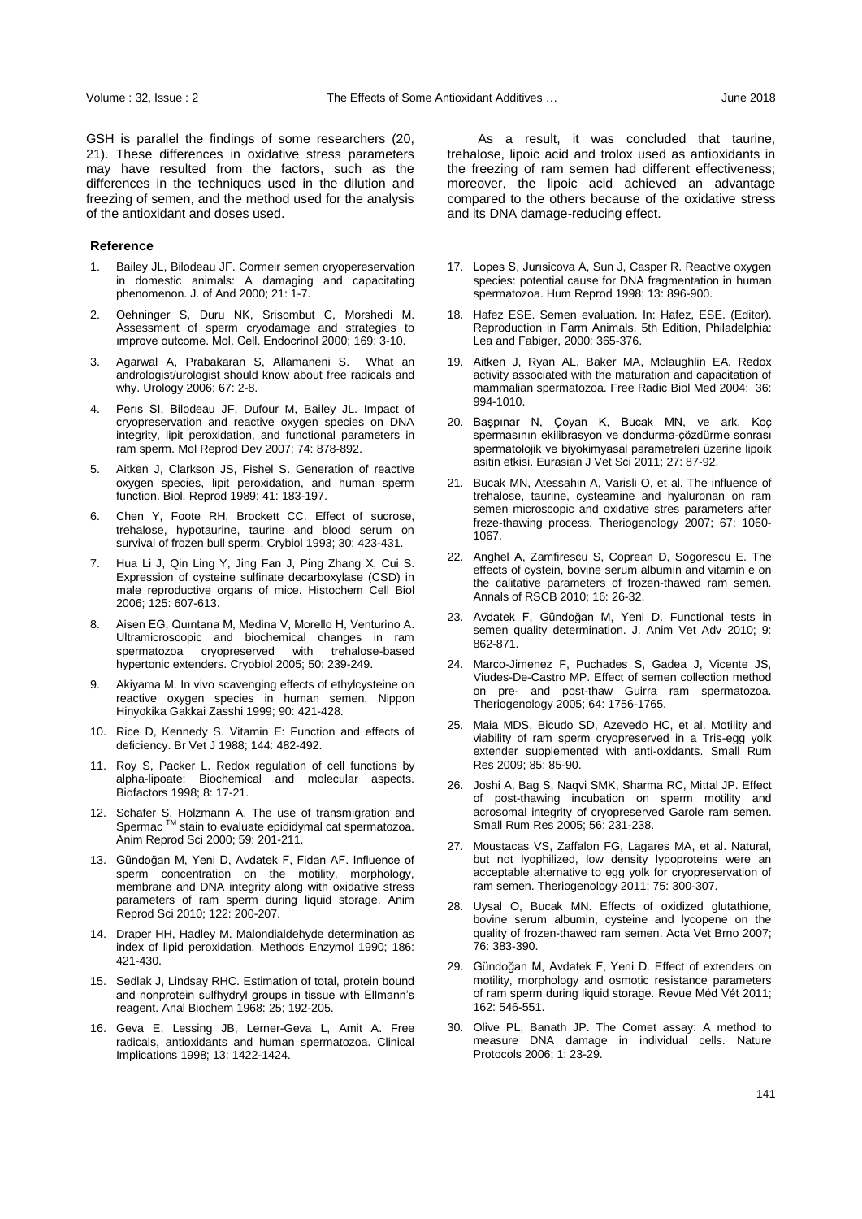GSH is parallel the findings of some researchers (20, 21). These differences in oxidative stress parameters may have resulted from the factors, such as the differences in the techniques used in the dilution and freezing of semen, and the method used for the analysis of the antioxidant and doses used.

As a result, it was concluded that taurine, trehalose, lipoic acid and trolox used as antioxidants in the freezing of ram semen had different effectiveness; moreover, the lipoic acid achieved an advantage compared to the others because of the oxidative stress and its DNA damage-reducing effect.

#### Reference

1. Bailey JL, Bilodeau JF. Cormeir semen cryopereservation in domestic animals: A damaging and capacitating phenomenon. J. of And 2000; 21: 1-7.
2. Oehninger S, Duru NK, Srisombut C, Morshedi M. Assessment of sperm cryodamage and strategies to ımprove outcome. Mol. Cell. Endocrinol 2000; 169: 3-10.
3. Agarwal A, Prabakaran S, Allamaneni S. What an andrologist/urologist should know about free radicals and why. Urology 2006; 67: 2-8.
4. Perıs SI, Bilodeau JF, Dufour M, Bailey JL. Impact of cryopreservation and reactive oxygen species on DNA integrity, lipit peroxidation, and functional parameters in ram sperm. Mol Reprod Dev 2007; 74: 878-892.
5. Aitken J, Clarkson JS, Fishel S. Generation of reactive oxygen species, lipid peroxidation, and human sperm function. Biol. Reprod 1989; 41: 183-197.
6. Chen Y, Foote RH, Brockett CC. Effect of sucrose, trehalose, hypotaurine, taurine and blood serum on survival of frozen bull sperm. Crybiol 1993; 30: 423-431.
7. Hua Li J, Qin Ling Y, Jing Fan J, Ping Zhang X, Cui S. Expression of cysteine sulfinate decarboxylase (CSD) in male reproductive organs of mice. Histochem Cell Biol 2006; 125: 607-613.
8. Aisen EG, Quıntana M, Medina V, Morello H, Venturino A. Ultramicroscopic and biochemical changes in ram spermatozoa cryopreserved with trehalose-based hypertonic extenders. Cryobiol 2005; 50: 239-249.
9. Akiyama M. In vivo scavenging effects of ethylcysteine on reactive oxygen species in human semen. Nippon Hinyokika Gakkai Zasshi 1999; 90: 421-428.
10. Rice D, Kennedy S. Vitamin E: Function and effects of deficiency. Br Vet J 1988; 144: 482-492.
11. Roy S, Packer L. Redox regulation of cell functions by alpha-lipoate: Biochemical and molecular aspects. Biofactors 1998; 8: 17-21.
12. Schafer S, Holzmann A. The use of transmigration and Spermac ™ stain to evaluate epididymal cat spermatozoa. Anim Reprod Sci 2000; 59: 201-211.
13. Gündoğan M, Yeni D, Avdatek F, Fidan AF. Influence of sperm concentration on the motility, morphology, membrane and DNA integrity along with oxidative stress parameters of ram sperm during liquid storage. Anim Reprod Sci 2010; 122: 200-207.
14. Draper HH, Hadley M. Malondialdehyde determination as index of lipid peroxidation. Methods Enzymol 1990; 186: 421-430.
15. Sedlak J, Lindsay RHC. Estimation of total, protein bound and nonprotein sulfhydryl groups in tissue with Ellmann's reagent. Anal Biochem 1968: 25; 192-205.
16. Geva E, Lessing JB, Lerner-Geva L, Amit A. Free radicals, antioxidants and human spermatozoa. Clinical Implications 1998; 13: 1422-1424.
17. Lopes S, Jurısicova A, Sun J, Casper R. Reactive oxygen species: potential cause for DNA fragmentation in human spermatozoa. Hum Reprod 1998; 13: 896-900.
18. Hafez ESE. Semen evaluation. In: Hafez, ESE. (Editor). Reproduction in Farm Animals. 5th Edition, Philadelphia: Lea and Fabiger, 2000: 365-376.
19. Aitken J, Ryan AL, Baker MA, Mclaughlin EA. Redox activity associated with the maturation and capacitation of mammalian spermatozoa. Free Radic Biol Med 2004; 36: 994-1010.
20. Başpınar N, Çoyan K, Bucak MN, ve ark. Koç spermasının ekilibrasyon ve dondurma-çözdürme sonrası spermatolojik ve biyokimyasal parametreleri üzerine lipoik asitin etkisi. Eurasian J Vet Sci 2011; 27: 87-92.
21. Bucak MN, Atessahin A, Varisli O, et al. The influence of trehalose, taurine, cysteamine and hyaluronan on ram semen microscopic and oxidative stres parameters after freze-thawing process. Theriogenology 2007; 67: 1060-1067.
22. Anghel A, Zamfirescu S, Coprean D, Sogorescu E. The effects of cystein, bovine serum albumin and vitamin e on the calitative parameters of frozen-thawed ram semen. Annals of RSCB 2010; 16: 26-32.
23. Avdatek F, Gündoğan M, Yeni D. Functional tests in semen quality determination. J. Anim Vet Adv 2010; 9: 862-871.
24. Marco-Jimenez F, Puchades S, Gadea J, Vicente JS, Viudes-De-Castro MP. Effect of semen collection method on pre- and post-thaw Guirra ram spermatozoa. Theriogenology 2005; 64: 1756-1765.
25. Maia MDS, Bicudo SD, Azevedo HC, et al. Motility and viability of ram sperm cryopreserved in a Tris-egg yolk extender supplemented with anti-oxidants. Small Rum Res 2009; 85: 85-90.
26. Joshi A, Bag S, Naqvi SMK, Sharma RC, Mittal JP. Effect of post-thawing incubation on sperm motility and acrosomal integrity of cryopreserved Garole ram semen. Small Rum Res 2005; 56: 231-238.
27. Moustacas VS, Zaffalon FG, Lagares MA, et al. Natural, but not lyophilized, low density lypoproteins were an acceptable alternative to egg yolk for cryopreservation of ram semen. Theriogenology 2011; 75: 300-307.
28. Uysal O, Bucak MN. Effects of oxidized glutathione, bovine serum albumin, cysteine and lycopene on the quality of frozen-thawed ram semen. Acta Vet Brno 2007; 76: 383-390.
29. Gündoğan M, Avdatek F, Yeni D. Effect of extenders on motility, morphology and osmotic resistance parameters of ram sperm during liquid storage. Revue Méd Vét 2011; 162: 546-551.
30. Olive PL, Banath JP. The Comet assay: A method to measure DNA damage in individual cells. Nature Protocols 2006; 1: 23-29.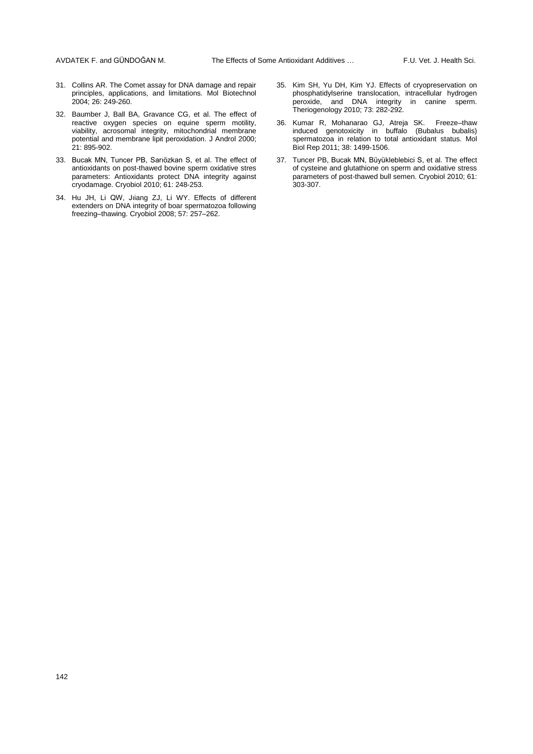31. Collins AR. The Comet assay for DNA damage and repair principles, applications, and limitations. Mol Biotechnol 2004; 26: 249-260.
32. Baumber J, Ball BA, Gravance CG, et al. The effect of reactive oxygen species on equine sperm motility, viability, acrosomal integrity, mitochondrial membrane potential and membrane lipit peroxidation. J Androl 2000; 21: 895-902.
33. Bucak MN, Tuncer PB, Sarıözkan S, et al. The effect of antioxidants on post-thawed bovine sperm oxidative stres parameters: Antioxidants protect DNA integrity against cryodamage. Cryobiol 2010; 61: 248-253.
34. Hu JH, Li QW, Jıiang ZJ, Li WY. Effects of different extenders on DNA integrity of boar spermatozoa following freezing–thawing. Cryobiol 2008; 57: 257–262.
35. Kim SH, Yu DH, Kim YJ. Effects of cryopreservation on phosphatidylserine translocation, intracellular hydrogen peroxide, and DNA integrity in canine sperm. Theriogenology 2010; 73: 282-292.
36. Kumar R, Mohanarao GJ, Atreja SK. Freeze–thaw induced genotoxicity in buffalo (Bubalus bubalis) spermatozoa in relation to total antioxidant status. Mol Biol Rep 2011; 38: 1499-1506.
37. Tuncer PB, Bucak MN, Büyükleblebici S, et al. The effect of cysteine and glutathione on sperm and oxidative stress parameters of post-thawed bull semen. Cryobiol 2010; 61: 303-307.